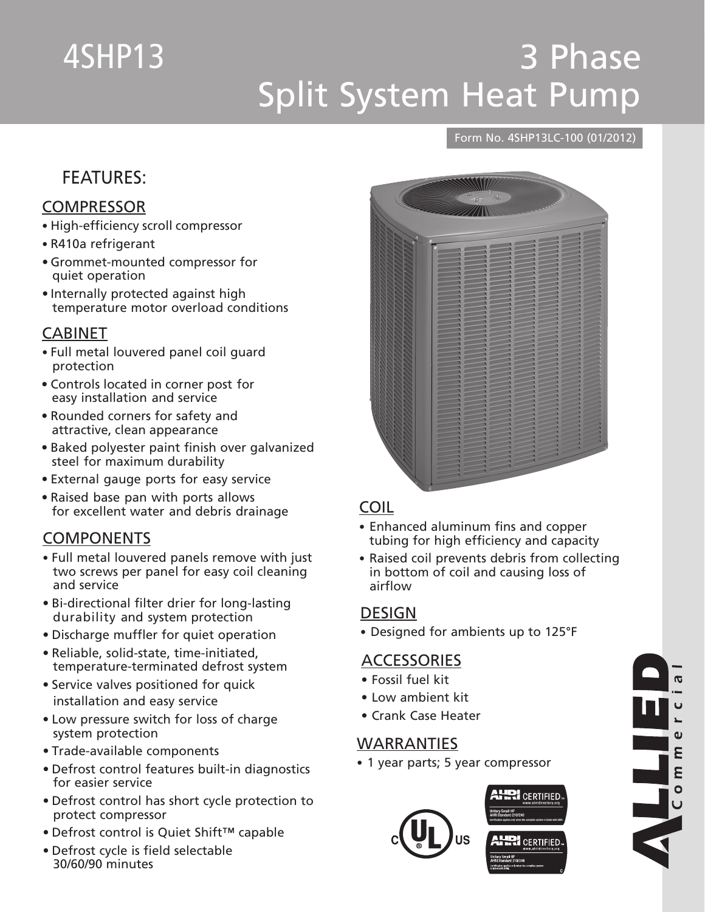# 4SHP13

# 3 Phase Split System Heat Pump

Form No. 4SHP13LC-100 (01/2012)

## FEATURES:

### COMPRESSOR

- High-efficiency scroll compressor
- R410a refrigerant
- Grommet-mounted compressor for quiet operation
- Internally protected against high temperature motor overload conditions

### CABINET

- Full metal louvered panel coil guard protection
- Controls located in corner post for easy installation and service
- Rounded corners for safety and attractive, clean appearance
- Baked polyester paint finish over galvanized steel for maximum durability
- External gauge ports for easy service
- Raised base pan with ports allows for excellent water and debris drainage

### COMPONENTS

- Full metal louvered panels remove with just two screws per panel for easy coil cleaning and service
- Bi-directional filter drier for long-lasting durability and system protection
- Discharge muffler for quiet operation
- Reliable, solid-state, time-initiated, temperature-terminated defrost system
- Service valves positioned for quick installation and easy service
- Low pressure switch for loss of charge system protection
- Trade-available components
- Defrost control features built-in diagnostics for easier service
- Defrost control has short cycle protection to protect compressor
- Defrost control is Quiet Shift™ capable
- Defrost cycle is field selectable 30/60/90 minutes

### COIL

- Enhanced aluminum fins and copper tubing for high efficiency and capacity
- Raised coil prevents debris from collecting in bottom of coil and causing loss of airflow

### DESIGN

- Designed for ambients up to 125°F

### ACCESSORIES

- Fossil fuel kit
- Low ambient kit
- Crank Case Heater

### WARRANTIES

- 1 year parts; 5 year compressor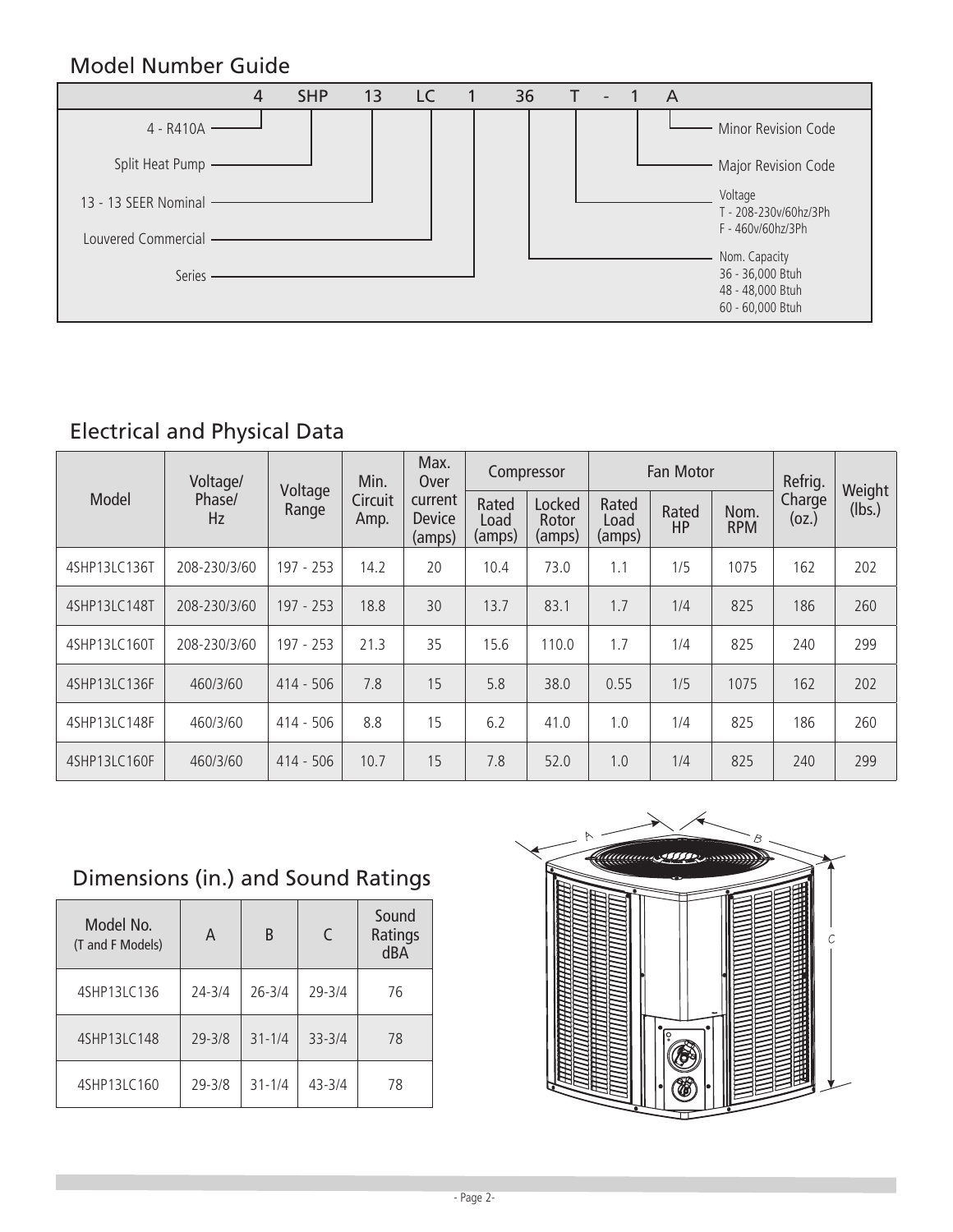## Model Number Guide

| 4 | SHP | 13 | LC | 1 | 36 | T | - | 1 | A |
|---|---|---|---|---|---|---|---|---|---|

- 4 - R410A
- Split Heat Pump
- 13 - 13 SEER Nominal
- Louvered Commercial
- Series
- Nom. Capacity
  - 36 - 36,000 Btuh
  - 48 - 48,000 Btuh
  - 60 - 60,000 Btuh
- Voltage
  - T - 208-230v/60hz/3Ph
  - F - 460v/60hz/3Ph
- Major Revision Code
- Minor Revision Code

## Electrical and Physical Data

| Model | Voltage/ Phase/ Hz | Voltage Range | Min. Circuit Amp. | Max. Over current Device (amps) | Compressor | | Fan Motor | | | Refrig. Charge (oz.) | Weight (lbs.) |
|---|---|---|---|---|---|---|---|---|---|---|---|
| | | | | | Rated Load (amps) | Locked Rotor (amps) | Rated Load (amps) | Rated HP | Nom. RPM | | |
| 4SHP13LC136T | 208-230/3/60 | 197 - 253 | 14.2 | 20 | 10.4 | 73.0 | 1.1 | 1/5 | 1075 | 162 | 202 |
| 4SHP13LC148T | 208-230/3/60 | 197 - 253 | 18.8 | 30 | 13.7 | 83.1 | 1.7 | 1/4 | 825 | 186 | 260 |
| 4SHP13LC160T | 208-230/3/60 | 197 - 253 | 21.3 | 35 | 15.6 | 110.0 | 1.7 | 1/4 | 825 | 240 | 299 |
| 4SHP13LC136F | 460/3/60 | 414 - 506 | 7.8 | 15 | 5.8 | 38.0 | 0.55 | 1/5 | 1075 | 162 | 202 |
| 4SHP13LC148F | 460/3/60 | 414 - 506 | 8.8 | 15 | 6.2 | 41.0 | 1.0 | 1/4 | 825 | 186 | 260 |
| 4SHP13LC160F | 460/3/60 | 414 - 506 | 10.7 | 15 | 7.8 | 52.0 | 1.0 | 1/4 | 825 | 240 | 299 |

## Dimensions (in.) and Sound Ratings

| Model No. (T and F Models) | A | B | C | Sound Ratings dBA |
|---|---|---|---|---|
| 4SHP13LC136 | 24-3/4 | 26-3/4 | 29-3/4 | 76 |
| 4SHP13LC148 | 29-3/8 | 31-1/4 | 33-3/4 | 78 |
| 4SHP13LC160 | 29-3/8 | 31-1/4 | 43-3/4 | 78 |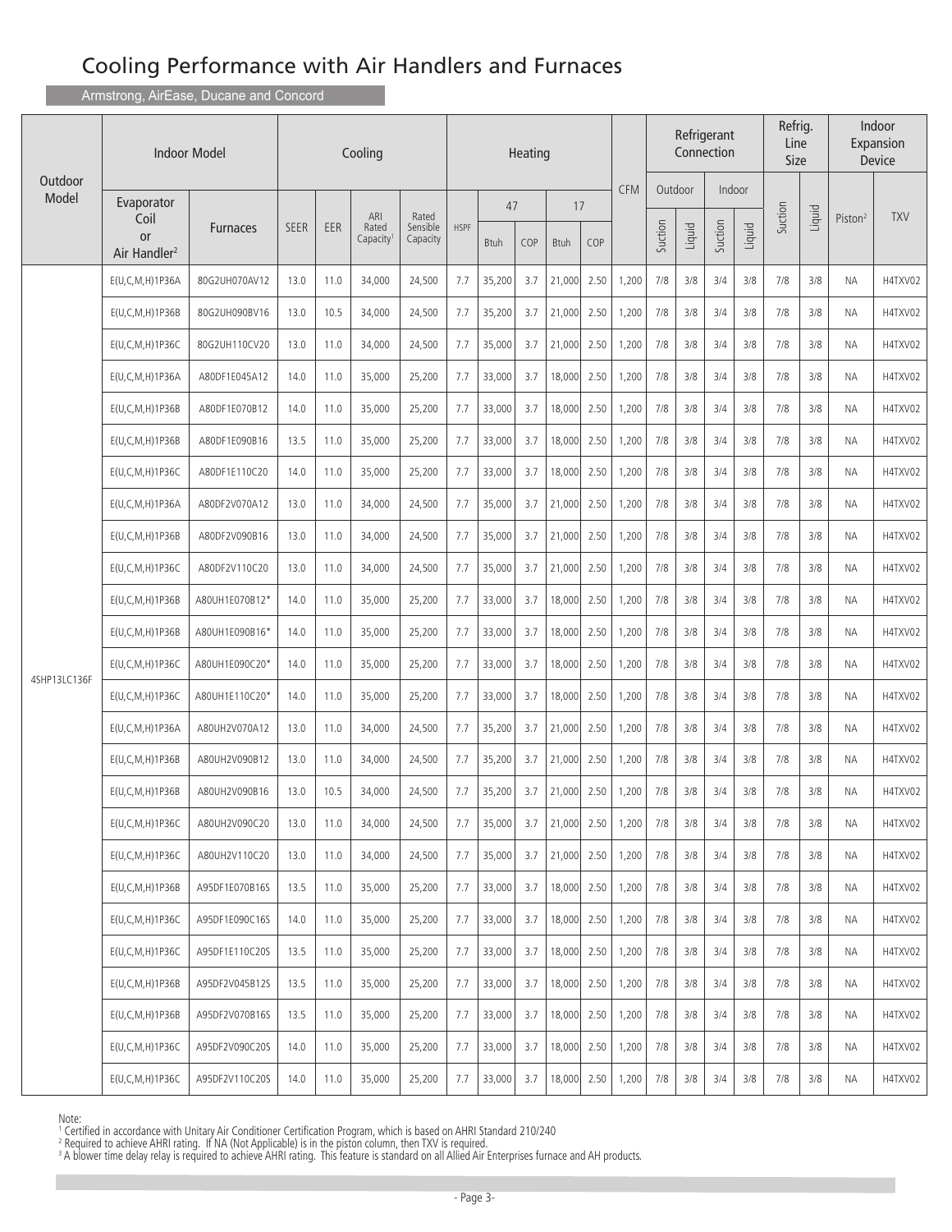# Cooling Performance with Air Handlers and Furnaces

Armstrong, AirEase, Ducane and Concord

| Outdoor Model | Indoor Model | | Cooling | | | | Heating | | | | | CFM | Refrigerant Connection | | | | Refrig. Line Size | | Indoor Expansion Device | |
|---|---|---|---|---|---|---|---|---|---|---|---|---|---|---|---|---|---|---|---|---|
| | Evaporator Coil or Air Handler[2] | Furnaces | SEER | EER | ARI Rated Capacity[1] | Rated Sensible Capacity | HSPF | 47 | | 17 | | | Outdoor | | Indoor | | Suction | Liquid | Piston[2] | TXV |
| | | | | | | | | Btuh | COP | Btuh | COP | | Suction | Liquid | Suction | Liquid | | | | |
| 4SHP13LC136F | E(U,C,M,H)1P36A | 80G2UH070AV12 | 13.0 | 11.0 | 34,000 | 24,500 | 7.7 | 35,200 | 3.7 | 21,000 | 2.50 | 1,200 | 7/8 | 3/8 | 3/4 | 3/8 | 7/8 | 3/8 | NA | H4TXV02 |
| | E(U,C,M,H)1P36B | 80G2UH090BV16 | 13.0 | 10.5 | 34,000 | 24,500 | 7.7 | 35,200 | 3.7 | 21,000 | 2.50 | 1,200 | 7/8 | 3/8 | 3/4 | 3/8 | 7/8 | 3/8 | NA | H4TXV02 |
| | E(U,C,M,H)1P36C | 80G2UH110CV20 | 13.0 | 11.0 | 34,000 | 24,500 | 7.7 | 35,000 | 3.7 | 21,000 | 2.50 | 1,200 | 7/8 | 3/8 | 3/4 | 3/8 | 7/8 | 3/8 | NA | H4TXV02 |
| | E(U,C,M,H)1P36A | A80DF1E045A12 | 14.0 | 11.0 | 35,000 | 25,200 | 7.7 | 33,000 | 3.7 | 18,000 | 2.50 | 1,200 | 7/8 | 3/8 | 3/4 | 3/8 | 7/8 | 3/8 | NA | H4TXV02 |
| | E(U,C,M,H)1P36B | A80DF1E070B12 | 14.0 | 11.0 | 35,000 | 25,200 | 7.7 | 33,000 | 3.7 | 18,000 | 2.50 | 1,200 | 7/8 | 3/8 | 3/4 | 3/8 | 7/8 | 3/8 | NA | H4TXV02 |
| | E(U,C,M,H)1P36B | A80DF1E090B16 | 13.5 | 11.0 | 35,000 | 25,200 | 7.7 | 33,000 | 3.7 | 18,000 | 2.50 | 1,200 | 7/8 | 3/8 | 3/4 | 3/8 | 7/8 | 3/8 | NA | H4TXV02 |
| | E(U,C,M,H)1P36C | A80DF1E110C20 | 14.0 | 11.0 | 35,000 | 25,200 | 7.7 | 33,000 | 3.7 | 18,000 | 2.50 | 1,200 | 7/8 | 3/8 | 3/4 | 3/8 | 7/8 | 3/8 | NA | H4TXV02 |
| | E(U,C,M,H)1P36A | A80DF2V070A12 | 13.0 | 11.0 | 34,000 | 24,500 | 7.7 | 35,000 | 3.7 | 21,000 | 2.50 | 1,200 | 7/8 | 3/8 | 3/4 | 3/8 | 7/8 | 3/8 | NA | H4TXV02 |
| | E(U,C,M,H)1P36B | A80DF2V090B16 | 13.0 | 11.0 | 34,000 | 24,500 | 7.7 | 35,000 | 3.7 | 21,000 | 2.50 | 1,200 | 7/8 | 3/8 | 3/4 | 3/8 | 7/8 | 3/8 | NA | H4TXV02 |
| | E(U,C,M,H)1P36C | A80DF2V110C20 | 13.0 | 11.0 | 34,000 | 24,500 | 7.7 | 35,000 | 3.7 | 21,000 | 2.50 | 1,200 | 7/8 | 3/8 | 3/4 | 3/8 | 7/8 | 3/8 | NA | H4TXV02 |
| | E(U,C,M,H)1P36B | A80UH1E070B12* | 14.0 | 11.0 | 35,000 | 25,200 | 7.7 | 33,000 | 3.7 | 18,000 | 2.50 | 1,200 | 7/8 | 3/8 | 3/4 | 3/8 | 7/8 | 3/8 | NA | H4TXV02 |
| | E(U,C,M,H)1P36B | A80UH1E090B16* | 14.0 | 11.0 | 35,000 | 25,200 | 7.7 | 33,000 | 3.7 | 18,000 | 2.50 | 1,200 | 7/8 | 3/8 | 3/4 | 3/8 | 7/8 | 3/8 | NA | H4TXV02 |
| | E(U,C,M,H)1P36C | A80UH1E090C20* | 14.0 | 11.0 | 35,000 | 25,200 | 7.7 | 33,000 | 3.7 | 18,000 | 2.50 | 1,200 | 7/8 | 3/8 | 3/4 | 3/8 | 7/8 | 3/8 | NA | H4TXV02 |
| | E(U,C,M,H)1P36C | A80UH1E110C20* | 14.0 | 11.0 | 35,000 | 25,200 | 7.7 | 33,000 | 3.7 | 18,000 | 2.50 | 1,200 | 7/8 | 3/8 | 3/4 | 3/8 | 7/8 | 3/8 | NA | H4TXV02 |
| | E(U,C,M,H)1P36A | A80UH2V070A12 | 13.0 | 11.0 | 34,000 | 24,500 | 7.7 | 35,200 | 3.7 | 21,000 | 2.50 | 1,200 | 7/8 | 3/8 | 3/4 | 3/8 | 7/8 | 3/8 | NA | H4TXV02 |
| | E(U,C,M,H)1P36B | A80UH2V090B12 | 13.0 | 11.0 | 34,000 | 24,500 | 7.7 | 35,200 | 3.7 | 21,000 | 2.50 | 1,200 | 7/8 | 3/8 | 3/4 | 3/8 | 7/8 | 3/8 | NA | H4TXV02 |
| | E(U,C,M,H)1P36B | A80UH2V090B16 | 13.0 | 10.5 | 34,000 | 24,500 | 7.7 | 35,200 | 3.7 | 21,000 | 2.50 | 1,200 | 7/8 | 3/8 | 3/4 | 3/8 | 7/8 | 3/8 | NA | H4TXV02 |
| | E(U,C,M,H)1P36C | A80UH2V090C20 | 13.0 | 11.0 | 34,000 | 24,500 | 7.7 | 35,000 | 3.7 | 21,000 | 2.50 | 1,200 | 7/8 | 3/8 | 3/4 | 3/8 | 7/8 | 3/8 | NA | H4TXV02 |
| | E(U,C,M,H)1P36C | A80UH2V110C20 | 13.0 | 11.0 | 34,000 | 24,500 | 7.7 | 35,000 | 3.7 | 21,000 | 2.50 | 1,200 | 7/8 | 3/8 | 3/4 | 3/8 | 7/8 | 3/8 | NA | H4TXV02 |
| | E(U,C,M,H)1P36B | A95DF1E070B16S | 13.5 | 11.0 | 35,000 | 25,200 | 7.7 | 33,000 | 3.7 | 18,000 | 2.50 | 1,200 | 7/8 | 3/8 | 3/4 | 3/8 | 7/8 | 3/8 | NA | H4TXV02 |
| | E(U,C,M,H)1P36C | A95DF1E090C16S | 14.0 | 11.0 | 35,000 | 25,200 | 7.7 | 33,000 | 3.7 | 18,000 | 2.50 | 1,200 | 7/8 | 3/8 | 3/4 | 3/8 | 7/8 | 3/8 | NA | H4TXV02 |
| | E(U,C,M,H)1P36C | A95DF1E110C20S | 13.5 | 11.0 | 35,000 | 25,200 | 7.7 | 33,000 | 3.7 | 18,000 | 2.50 | 1,200 | 7/8 | 3/8 | 3/4 | 3/8 | 7/8 | 3/8 | NA | H4TXV02 |
| | E(U,C,M,H)1P36B | A95DF2V045B12S | 13.5 | 11.0 | 35,000 | 25,200 | 7.7 | 33,000 | 3.7 | 18,000 | 2.50 | 1,200 | 7/8 | 3/8 | 3/4 | 3/8 | 7/8 | 3/8 | NA | H4TXV02 |
| | E(U,C,M,H)1P36B | A95DF2V070B16S | 13.5 | 11.0 | 35,000 | 25,200 | 7.7 | 33,000 | 3.7 | 18,000 | 2.50 | 1,200 | 7/8 | 3/8 | 3/4 | 3/8 | 7/8 | 3/8 | NA | H4TXV02 |
| | E(U,C,M,H)1P36C | A95DF2V090C20S | 14.0 | 11.0 | 35,000 | 25,200 | 7.7 | 33,000 | 3.7 | 18,000 | 2.50 | 1,200 | 7/8 | 3/8 | 3/4 | 3/8 | 7/8 | 3/8 | NA | H4TXV02 |
| | E(U,C,M,H)1P36C | A95DF2V110C20S | 14.0 | 11.0 | 35,000 | 25,200 | 7.7 | 33,000 | 3.7 | 18,000 | 2.50 | 1,200 | 7/8 | 3/8 | 3/4 | 3/8 | 7/8 | 3/8 | NA | H4TXV02 |

Note:

[1] Certified in accordance with Unitary Air Conditioner Certification Program, which is based on AHRI Standard 210/240

[2] Required to achieve AHRI rating. If NA (Not Applicable) is in the piston column, then TXV is required.

[3] A blower time delay relay is required to achieve AHRI rating. This feature is standard on all Allied Air Enterprises furnace and AH products.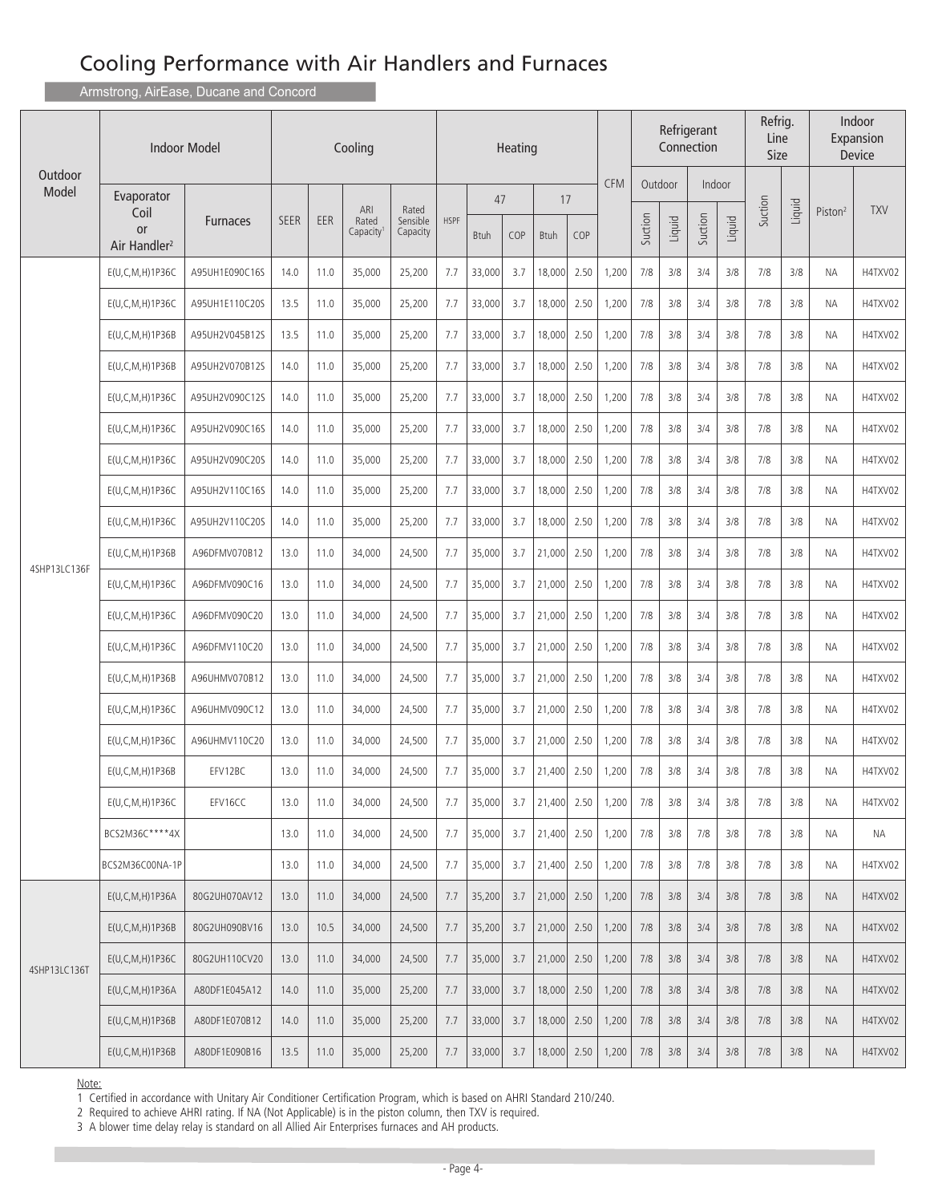# Cooling Performance with Air Handlers and Furnaces

Armstrong, AirEase, Ducane and Concord

| Outdoor Model | Indoor Model | | Cooling | | | | Heating | | | | | CFM | Refrigerant Connection | | | | Refrig. Line Size | | Indoor Expansion Device | |
|---|---|---|---|---|---|---|---|---|---|---|---|---|---|---|---|---|---|---|---|---|
| | Evaporator Coil or Air Handler[2] | Furnaces | SEER | EER | ARI Rated Capacity[1] | Rated Sensible Capacity | HSPF | 47 | | 17 | | | Outdoor | | Indoor | | Suction | Liquid | Piston[2] | TXV |
| | | | | | | | | Btuh | COP | Btuh | COP | | Suction | Liquid | Suction | Liquid | | | | |
| 4SHP13LC136F | E(U,C,M,H)1P36C | A95UH1E090C16S | 14.0 | 11.0 | 35,000 | 25,200 | 7.7 | 33,000 | 3.7 | 18,000 | 2.50 | 1,200 | 7/8 | 3/8 | 3/4 | 3/8 | 7/8 | 3/8 | NA | H4TXV02 |
| | E(U,C,M,H)1P36C | A95UH1E110C20S | 13.5 | 11.0 | 35,000 | 25,200 | 7.7 | 33,000 | 3.7 | 18,000 | 2.50 | 1,200 | 7/8 | 3/8 | 3/4 | 3/8 | 7/8 | 3/8 | NA | H4TXV02 |
| | E(U,C,M,H)1P36B | A95UH2V045B12S | 13.5 | 11.0 | 35,000 | 25,200 | 7.7 | 33,000 | 3.7 | 18,000 | 2.50 | 1,200 | 7/8 | 3/8 | 3/4 | 3/8 | 7/8 | 3/8 | NA | H4TXV02 |
| | E(U,C,M,H)1P36B | A95UH2V070B12S | 14.0 | 11.0 | 35,000 | 25,200 | 7.7 | 33,000 | 3.7 | 18,000 | 2.50 | 1,200 | 7/8 | 3/8 | 3/4 | 3/8 | 7/8 | 3/8 | NA | H4TXV02 |
| | E(U,C,M,H)1P36C | A95UH2V090C12S | 14.0 | 11.0 | 35,000 | 25,200 | 7.7 | 33,000 | 3.7 | 18,000 | 2.50 | 1,200 | 7/8 | 3/8 | 3/4 | 3/8 | 7/8 | 3/8 | NA | H4TXV02 |
| | E(U,C,M,H)1P36C | A95UH2V090C16S | 14.0 | 11.0 | 35,000 | 25,200 | 7.7 | 33,000 | 3.7 | 18,000 | 2.50 | 1,200 | 7/8 | 3/8 | 3/4 | 3/8 | 7/8 | 3/8 | NA | H4TXV02 |
| | E(U,C,M,H)1P36C | A95UH2V090C20S | 14.0 | 11.0 | 35,000 | 25,200 | 7.7 | 33,000 | 3.7 | 18,000 | 2.50 | 1,200 | 7/8 | 3/8 | 3/4 | 3/8 | 7/8 | 3/8 | NA | H4TXV02 |
| | E(U,C,M,H)1P36C | A95UH2V110C16S | 14.0 | 11.0 | 35,000 | 25,200 | 7.7 | 33,000 | 3.7 | 18,000 | 2.50 | 1,200 | 7/8 | 3/8 | 3/4 | 3/8 | 7/8 | 3/8 | NA | H4TXV02 |
| | E(U,C,M,H)1P36C | A95UH2V110C20S | 14.0 | 11.0 | 35,000 | 25,200 | 7.7 | 33,000 | 3.7 | 18,000 | 2.50 | 1,200 | 7/8 | 3/8 | 3/4 | 3/8 | 7/8 | 3/8 | NA | H4TXV02 |
| | E(U,C,M,H)1P36B | A96DFMV070B12 | 13.0 | 11.0 | 34,000 | 24,500 | 7.7 | 35,000 | 3.7 | 21,000 | 2.50 | 1,200 | 7/8 | 3/8 | 3/4 | 3/8 | 7/8 | 3/8 | NA | H4TXV02 |
| | E(U,C,M,H)1P36C | A96DFMV090C16 | 13.0 | 11.0 | 34,000 | 24,500 | 7.7 | 35,000 | 3.7 | 21,000 | 2.50 | 1,200 | 7/8 | 3/8 | 3/4 | 3/8 | 7/8 | 3/8 | NA | H4TXV02 |
| | E(U,C,M,H)1P36C | A96DFMV090C20 | 13.0 | 11.0 | 34,000 | 24,500 | 7.7 | 35,000 | 3.7 | 21,000 | 2.50 | 1,200 | 7/8 | 3/8 | 3/4 | 3/8 | 7/8 | 3/8 | NA | H4TXV02 |
| | E(U,C,M,H)1P36C | A96DFMV110C20 | 13.0 | 11.0 | 34,000 | 24,500 | 7.7 | 35,000 | 3.7 | 21,000 | 2.50 | 1,200 | 7/8 | 3/8 | 3/4 | 3/8 | 7/8 | 3/8 | NA | H4TXV02 |
| | E(U,C,M,H)1P36B | A96UHMV070B12 | 13.0 | 11.0 | 34,000 | 24,500 | 7.7 | 35,000 | 3.7 | 21,000 | 2.50 | 1,200 | 7/8 | 3/8 | 3/4 | 3/8 | 7/8 | 3/8 | NA | H4TXV02 |
| | E(U,C,M,H)1P36C | A96UHMV090C12 | 13.0 | 11.0 | 34,000 | 24,500 | 7.7 | 35,000 | 3.7 | 21,000 | 2.50 | 1,200 | 7/8 | 3/8 | 3/4 | 3/8 | 7/8 | 3/8 | NA | H4TXV02 |
| | E(U,C,M,H)1P36C | A96UHMV110C20 | 13.0 | 11.0 | 34,000 | 24,500 | 7.7 | 35,000 | 3.7 | 21,000 | 2.50 | 1,200 | 7/8 | 3/8 | 3/4 | 3/8 | 7/8 | 3/8 | NA | H4TXV02 |
| | E(U,C,M,H)1P36B | EFV12BC | 13.0 | 11.0 | 34,000 | 24,500 | 7.7 | 35,000 | 3.7 | 21,400 | 2.50 | 1,200 | 7/8 | 3/8 | 3/4 | 3/8 | 7/8 | 3/8 | NA | H4TXV02 |
| | E(U,C,M,H)1P36C | EFV16CC | 13.0 | 11.0 | 34,000 | 24,500 | 7.7 | 35,000 | 3.7 | 21,400 | 2.50 | 1,200 | 7/8 | 3/8 | 3/4 | 3/8 | 7/8 | 3/8 | NA | H4TXV02 |
| | BCS2M36C****4X | | 13.0 | 11.0 | 34,000 | 24,500 | 7.7 | 35,000 | 3.7 | 21,400 | 2.50 | 1,200 | 7/8 | 3/8 | 7/8 | 3/8 | 7/8 | 3/8 | NA | NA |
| | BCS2M36C00NA-1P | | 13.0 | 11.0 | 34,000 | 24,500 | 7.7 | 35,000 | 3.7 | 21,400 | 2.50 | 1,200 | 7/8 | 3/8 | 7/8 | 3/8 | 7/8 | 3/8 | NA | H4TXV02 |
| 4SHP13LC136T | E(U,C,M,H)1P36A | 80G2UH070AV12 | 13.0 | 11.0 | 34,000 | 24,500 | 7.7 | 35,200 | 3.7 | 21,000 | 2.50 | 1,200 | 7/8 | 3/8 | 3/4 | 3/8 | 7/8 | 3/8 | NA | H4TXV02 |
| | E(U,C,M,H)1P36B | 80G2UH090BV16 | 13.0 | 10.5 | 34,000 | 24,500 | 7.7 | 35,200 | 3.7 | 21,000 | 2.50 | 1,200 | 7/8 | 3/8 | 3/4 | 3/8 | 7/8 | 3/8 | NA | H4TXV02 |
| | E(U,C,M,H)1P36C | 80G2UH110CV20 | 13.0 | 11.0 | 34,000 | 24,500 | 7.7 | 35,000 | 3.7 | 21,000 | 2.50 | 1,200 | 7/8 | 3/8 | 3/4 | 3/8 | 7/8 | 3/8 | NA | H4TXV02 |
| | E(U,C,M,H)1P36A | A80DF1E045A12 | 14.0 | 11.0 | 35,000 | 25,200 | 7.7 | 33,000 | 3.7 | 18,000 | 2.50 | 1,200 | 7/8 | 3/8 | 3/4 | 3/8 | 7/8 | 3/8 | NA | H4TXV02 |
| | E(U,C,M,H)1P36B | A80DF1E070B12 | 14.0 | 11.0 | 35,000 | 25,200 | 7.7 | 33,000 | 3.7 | 18,000 | 2.50 | 1,200 | 7/8 | 3/8 | 3/4 | 3/8 | 7/8 | 3/8 | NA | H4TXV02 |
| | E(U,C,M,H)1P36B | A80DF1E090B16 | 13.5 | 11.0 | 35,000 | 25,200 | 7.7 | 33,000 | 3.7 | 18,000 | 2.50 | 1,200 | 7/8 | 3/8 | 3/4 | 3/8 | 7/8 | 3/8 | NA | H4TXV02 |

Note:

1 Certified in accordance with Unitary Air Conditioner Certification Program, which is based on AHRI Standard 210/240.

2 Required to achieve AHRI rating. If NA (Not Applicable) is in the piston column, then TXV is required.

3 A blower time delay relay is standard on all Allied Air Enterprises furnaces and AH products.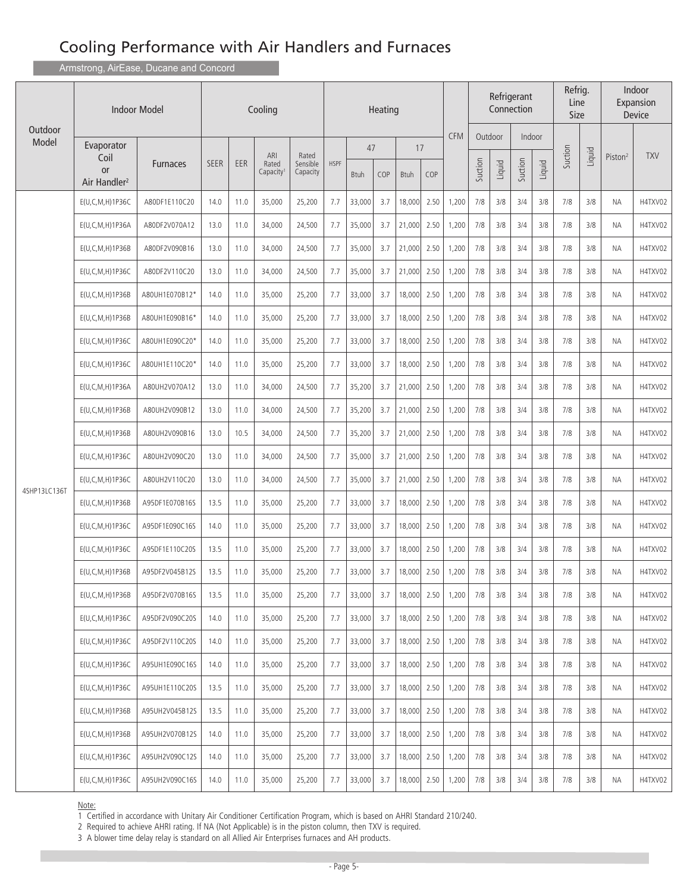# Cooling Performance with Air Handlers and Furnaces

Armstrong, AirEase, Ducane and Concord

| Outdoor Model | Indoor Model | | Cooling | | | | Heating | | | | | CFM | Refrigerant Connection | | | | Refrig. Line Size | | Indoor Expansion Device | |
|---|---|---|---|---|---|---|---|---|---|---|---|---|---|---|---|---|---|---|---|---|
| | | | | | | | | 47 | | 17 | | | Outdoor | | Indoor | | | | | |
| | Evaporator Coil or Air Handler[2] | Furnaces | SEER | EER | ARI Rated Capacity[1] | Rated Sensible Capacity | HSPF | Btuh | COP | Btuh | COP | | Suction | Liquid | Suction | Liquid | Suction | Liquid | Piston[2] | TXV |
| 4SHP13LC136T | E(U,C,M,H)1P36C | A80DF1E110C20 | 14.0 | 11.0 | 35,000 | 25,200 | 7.7 | 33,000 | 3.7 | 18,000 | 2.50 | 1,200 | 7/8 | 3/8 | 3/4 | 3/8 | 7/8 | 3/8 | NA | H4TXV02 |
| | E(U,C,M,H)1P36A | A80DF2V070A12 | 13.0 | 11.0 | 34,000 | 24,500 | 7.7 | 35,000 | 3.7 | 21,000 | 2.50 | 1,200 | 7/8 | 3/8 | 3/4 | 3/8 | 7/8 | 3/8 | NA | H4TXV02 |
| | E(U,C,M,H)1P36B | A80DF2V090B16 | 13.0 | 11.0 | 34,000 | 24,500 | 7.7 | 35,000 | 3.7 | 21,000 | 2.50 | 1,200 | 7/8 | 3/8 | 3/4 | 3/8 | 7/8 | 3/8 | NA | H4TXV02 |
| | E(U,C,M,H)1P36C | A80DF2V110C20 | 13.0 | 11.0 | 34,000 | 24,500 | 7.7 | 35,000 | 3.7 | 21,000 | 2.50 | 1,200 | 7/8 | 3/8 | 3/4 | 3/8 | 7/8 | 3/8 | NA | H4TXV02 |
| | E(U,C,M,H)1P36B | A80UH1E070B12* | 14.0 | 11.0 | 35,000 | 25,200 | 7.7 | 33,000 | 3.7 | 18,000 | 2.50 | 1,200 | 7/8 | 3/8 | 3/4 | 3/8 | 7/8 | 3/8 | NA | H4TXV02 |
| | E(U,C,M,H)1P36B | A80UH1E090B16* | 14.0 | 11.0 | 35,000 | 25,200 | 7.7 | 33,000 | 3.7 | 18,000 | 2.50 | 1,200 | 7/8 | 3/8 | 3/4 | 3/8 | 7/8 | 3/8 | NA | H4TXV02 |
| | E(U,C,M,H)1P36C | A80UH1E090C20* | 14.0 | 11.0 | 35,000 | 25,200 | 7.7 | 33,000 | 3.7 | 18,000 | 2.50 | 1,200 | 7/8 | 3/8 | 3/4 | 3/8 | 7/8 | 3/8 | NA | H4TXV02 |
| | E(U,C,M,H)1P36C | A80UH1E110C20* | 14.0 | 11.0 | 35,000 | 25,200 | 7.7 | 33,000 | 3.7 | 18,000 | 2.50 | 1,200 | 7/8 | 3/8 | 3/4 | 3/8 | 7/8 | 3/8 | NA | H4TXV02 |
| | E(U,C,M,H)1P36A | A80UH2V070A12 | 13.0 | 11.0 | 34,000 | 24,500 | 7.7 | 35,200 | 3.7 | 21,000 | 2.50 | 1,200 | 7/8 | 3/8 | 3/4 | 3/8 | 7/8 | 3/8 | NA | H4TXV02 |
| | E(U,C,M,H)1P36B | A80UH2V090B12 | 13.0 | 11.0 | 34,000 | 24,500 | 7.7 | 35,200 | 3.7 | 21,000 | 2.50 | 1,200 | 7/8 | 3/8 | 3/4 | 3/8 | 7/8 | 3/8 | NA | H4TXV02 |
| | E(U,C,M,H)1P36B | A80UH2V090B16 | 13.0 | 10.5 | 34,000 | 24,500 | 7.7 | 35,200 | 3.7 | 21,000 | 2.50 | 1,200 | 7/8 | 3/8 | 3/4 | 3/8 | 7/8 | 3/8 | NA | H4TXV02 |
| | E(U,C,M,H)1P36C | A80UH2V090C20 | 13.0 | 11.0 | 34,000 | 24,500 | 7.7 | 35,000 | 3.7 | 21,000 | 2.50 | 1,200 | 7/8 | 3/8 | 3/4 | 3/8 | 7/8 | 3/8 | NA | H4TXV02 |
| | E(U,C,M,H)1P36C | A80UH2V110C20 | 13.0 | 11.0 | 34,000 | 24,500 | 7.7 | 35,000 | 3.7 | 21,000 | 2.50 | 1,200 | 7/8 | 3/8 | 3/4 | 3/8 | 7/8 | 3/8 | NA | H4TXV02 |
| | E(U,C,M,H)1P36B | A95DF1E070B16S | 13.5 | 11.0 | 35,000 | 25,200 | 7.7 | 33,000 | 3.7 | 18,000 | 2.50 | 1,200 | 7/8 | 3/8 | 3/4 | 3/8 | 7/8 | 3/8 | NA | H4TXV02 |
| | E(U,C,M,H)1P36C | A95DF1E090C16S | 14.0 | 11.0 | 35,000 | 25,200 | 7.7 | 33,000 | 3.7 | 18,000 | 2.50 | 1,200 | 7/8 | 3/8 | 3/4 | 3/8 | 7/8 | 3/8 | NA | H4TXV02 |
| | E(U,C,M,H)1P36C | A95DF1E110C20S | 13.5 | 11.0 | 35,000 | 25,200 | 7.7 | 33,000 | 3.7 | 18,000 | 2.50 | 1,200 | 7/8 | 3/8 | 3/4 | 3/8 | 7/8 | 3/8 | NA | H4TXV02 |
| | E(U,C,M,H)1P36B | A95DF2V045B12S | 13.5 | 11.0 | 35,000 | 25,200 | 7.7 | 33,000 | 3.7 | 18,000 | 2.50 | 1,200 | 7/8 | 3/8 | 3/4 | 3/8 | 7/8 | 3/8 | NA | H4TXV02 |
| | E(U,C,M,H)1P36B | A95DF2V070B16S | 13.5 | 11.0 | 35,000 | 25,200 | 7.7 | 33,000 | 3.7 | 18,000 | 2.50 | 1,200 | 7/8 | 3/8 | 3/4 | 3/8 | 7/8 | 3/8 | NA | H4TXV02 |
| | E(U,C,M,H)1P36C | A95DF2V090C20S | 14.0 | 11.0 | 35,000 | 25,200 | 7.7 | 33,000 | 3.7 | 18,000 | 2.50 | 1,200 | 7/8 | 3/8 | 3/4 | 3/8 | 7/8 | 3/8 | NA | H4TXV02 |
| | E(U,C,M,H)1P36C | A95DF2V110C20S | 14.0 | 11.0 | 35,000 | 25,200 | 7.7 | 33,000 | 3.7 | 18,000 | 2.50 | 1,200 | 7/8 | 3/8 | 3/4 | 3/8 | 7/8 | 3/8 | NA | H4TXV02 |
| | E(U,C,M,H)1P36C | A95UH1E090C16S | 14.0 | 11.0 | 35,000 | 25,200 | 7.7 | 33,000 | 3.7 | 18,000 | 2.50 | 1,200 | 7/8 | 3/8 | 3/4 | 3/8 | 7/8 | 3/8 | NA | H4TXV02 |
| | E(U,C,M,H)1P36C | A95UH1E110C20S | 13.5 | 11.0 | 35,000 | 25,200 | 7.7 | 33,000 | 3.7 | 18,000 | 2.50 | 1,200 | 7/8 | 3/8 | 3/4 | 3/8 | 7/8 | 3/8 | NA | H4TXV02 |
| | E(U,C,M,H)1P36B | A95UH2V045B12S | 13.5 | 11.0 | 35,000 | 25,200 | 7.7 | 33,000 | 3.7 | 18,000 | 2.50 | 1,200 | 7/8 | 3/8 | 3/4 | 3/8 | 7/8 | 3/8 | NA | H4TXV02 |
| | E(U,C,M,H)1P36B | A95UH2V070B12S | 14.0 | 11.0 | 35,000 | 25,200 | 7.7 | 33,000 | 3.7 | 18,000 | 2.50 | 1,200 | 7/8 | 3/8 | 3/4 | 3/8 | 7/8 | 3/8 | NA | H4TXV02 |
| | E(U,C,M,H)1P36C | A95UH2V090C12S | 14.0 | 11.0 | 35,000 | 25,200 | 7.7 | 33,000 | 3.7 | 18,000 | 2.50 | 1,200 | 7/8 | 3/8 | 3/4 | 3/8 | 7/8 | 3/8 | NA | H4TXV02 |
| | E(U,C,M,H)1P36C | A95UH2V090C16S | 14.0 | 11.0 | 35,000 | 25,200 | 7.7 | 33,000 | 3.7 | 18,000 | 2.50 | 1,200 | 7/8 | 3/8 | 3/4 | 3/8 | 7/8 | 3/8 | NA | H4TXV02 |

Note:

1 Certified in accordance with Unitary Air Conditioner Certification Program, which is based on AHRI Standard 210/240.

2 Required to achieve AHRI rating. If NA (Not Applicable) is in the piston column, then TXV is required.

3 A blower time delay relay is standard on all Allied Air Enterprises furnaces and AH products.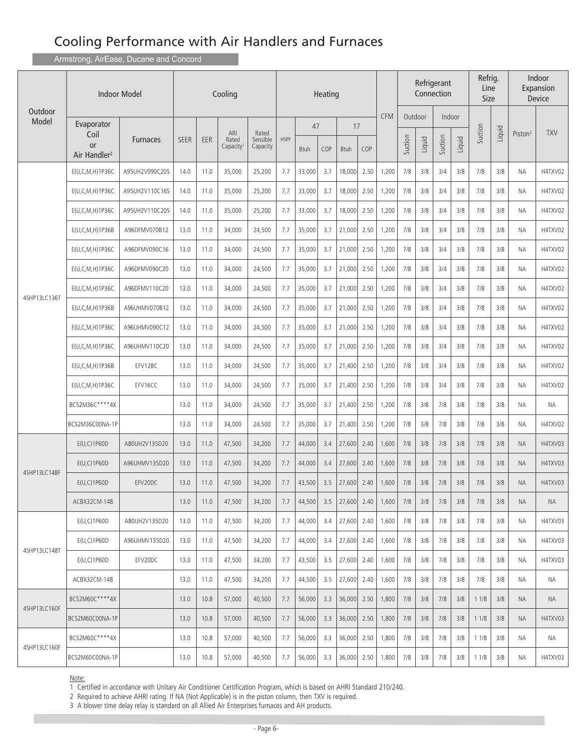# Cooling Performance with Air Handlers and Furnaces

Armstrong, AirEase, Ducane and Concord

| Outdoor Model | Indoor Model | | Cooling | | | | Heating | | | | | CFM | Refrigerant Connection | | | | Refrig. Line Size | | Indoor Expansion Device | |
|---|---|---|---|---|---|---|---|---|---|---|---|---|---|---|---|---|---|---|---|---|
| | | | | | | | | 47 | | 17 | | | Outdoor | | Indoor | | | | | |
| | Evaporator Coil or Air Handler[2] | Furnaces | SEER | EER | ARI Rated Capacity[1] | Rated Sensible Capacity | HSPF | Btuh | COP | Btuh | COP | | Suction | Liquid | Suction | Liquid | Suction | Liquid | Piston[2] | TXV |
| 4SHP13LC136T | E(U,C,M,H)1P36C | A95UH2V090C20S | 14.0 | 11.0 | 35,000 | 25,200 | 7.7 | 33,000 | 3.7 | 18,000 | 2.50 | 1,200 | 7/8 | 3/8 | 3/4 | 3/8 | 7/8 | 3/8 | NA | H4TXV02 |
| | E(U,C,M,H)1P36C | A95UH2V110C16S | 14.0 | 11.0 | 35,000 | 25,200 | 7.7 | 33,000 | 3.7 | 18,000 | 2.50 | 1,200 | 7/8 | 3/8 | 3/4 | 3/8 | 7/8 | 3/8 | NA | H4TXV02 |
| | E(U,C,M,H)1P36C | A95UH2V110C20S | 14.0 | 11.0 | 35,000 | 25,200 | 7.7 | 33,000 | 3.7 | 18,000 | 2.50 | 1,200 | 7/8 | 3/8 | 3/4 | 3/8 | 7/8 | 3/8 | NA | H4TXV02 |
| | E(U,C,M,H)1P36B | A96DFMV070B12 | 13.0 | 11.0 | 34,000 | 24,500 | 7.7 | 35,000 | 3.7 | 21,000 | 2.50 | 1,200 | 7/8 | 3/8 | 3/4 | 3/8 | 7/8 | 3/8 | NA | H4TXV02 |
| | E(U,C,M,H)1P36C | A96DFMV090C16 | 13.0 | 11.0 | 34,000 | 24,500 | 7.7 | 35,000 | 3.7 | 21,000 | 2.50 | 1,200 | 7/8 | 3/8 | 3/4 | 3/8 | 7/8 | 3/8 | NA | H4TXV02 |
| | E(U,C,M,H)1P36C | A96DFMV090C20 | 13.0 | 11.0 | 34,000 | 24,500 | 7.7 | 35,000 | 3.7 | 21,000 | 2.50 | 1,200 | 7/8 | 3/8 | 3/4 | 3/8 | 7/8 | 3/8 | NA | H4TXV02 |
| | E(U,C,M,H)1P36C | A96DFMV110C20 | 13.0 | 11.0 | 34,000 | 24,500 | 7.7 | 35,000 | 3.7 | 21,000 | 2.50 | 1,200 | 7/8 | 3/8 | 3/4 | 3/8 | 7/8 | 3/8 | NA | H4TXV02 |
| | E(U,C,M,H)1P36B | A96UHMV070B12 | 13.0 | 11.0 | 34,000 | 24,500 | 7.7 | 35,000 | 3.7 | 21,000 | 2.50 | 1,200 | 7/8 | 3/8 | 3/4 | 3/8 | 7/8 | 3/8 | NA | H4TXV02 |
| | E(U,C,M,H)1P36C | A96UHMV090C12 | 13.0 | 11.0 | 34,000 | 24,500 | 7.7 | 35,000 | 3.7 | 21,000 | 2.50 | 1,200 | 7/8 | 3/8 | 3/4 | 3/8 | 7/8 | 3/8 | NA | H4TXV02 |
| | E(U,C,M,H)1P36C | A96UHMV110C20 | 13.0 | 11.0 | 34,000 | 24,500 | 7.7 | 35,000 | 3.7 | 21,000 | 2.50 | 1,200 | 7/8 | 3/8 | 3/4 | 3/8 | 7/8 | 3/8 | NA | H4TXV02 |
| | E(U,C,M,H)1P36B | EFV12BC | 13.0 | 11.0 | 34,000 | 24,500 | 7.7 | 35,000 | 3.7 | 21,400 | 2.50 | 1,200 | 7/8 | 3/8 | 3/4 | 3/8 | 7/8 | 3/8 | NA | H4TXV02 |
| | E(U,C,M,H)1P36C | EFV16CC | 13.0 | 11.0 | 34,000 | 24,500 | 7.7 | 35,000 | 3.7 | 21,400 | 2.50 | 1,200 | 7/8 | 3/8 | 3/4 | 3/8 | 7/8 | 3/8 | NA | H4TXV02 |
| | BCS2M36C****4X | | 13.0 | 11.0 | 34,000 | 24,500 | 7.7 | 35,000 | 3.7 | 21,400 | 2.50 | 1,200 | 7/8 | 3/8 | 7/8 | 3/8 | 7/8 | 3/8 | NA | NA |
| | BCS2M36C00NA-1P | | 13.0 | 11.0 | 34,000 | 24,500 | 7.7 | 35,000 | 3.7 | 21,400 | 2.50 | 1,200 | 7/8 | 3/8 | 7/8 | 3/8 | 7/8 | 3/8 | NA | H4TXV02 |
| 4SHP13LC148F | E(U,C)1P60D | A80UH2V135D20 | 13.0 | 11.0 | 47,500 | 34,200 | 7.7 | 44,000 | 3.4 | 27,600 | 2.40 | 1,600 | 7/8 | 3/8 | 7/8 | 3/8 | 7/8 | 3/8 | NA | H4TXV03 |
| | E(U,C)1P60D | A96UHMV135D20 | 13.0 | 11.0 | 47,500 | 34,200 | 7.7 | 44,000 | 3.4 | 27,600 | 2.40 | 1,600 | 7/8 | 3/8 | 7/8 | 3/8 | 7/8 | 3/8 | NA | H4TXV03 |
| | E(U,C)1P60D | EFV20DC | 13.0 | 11.0 | 47,500 | 34,200 | 7.7 | 43,500 | 3.5 | 27,600 | 2.40 | 1,600 | 7/8 | 3/8 | 7/8 | 3/8 | 7/8 | 3/8 | NA | H4TXV03 |
| | ACBX32CM-148 | | 13.0 | 11.0 | 47,500 | 34,200 | 7.7 | 44,500 | 3.5 | 27,600 | 2.40 | 1,600 | 7/8 | 3/8 | 7/8 | 3/8 | 7/8 | 3/8 | NA | NA |
| 4SHP13LC148T | E(U,C)1P60D | A80UH2V135D20 | 13.0 | 11.0 | 47,500 | 34,200 | 7.7 | 44,000 | 3.4 | 27,600 | 2.40 | 1,600 | 7/8 | 3/8 | 7/8 | 3/8 | 7/8 | 3/8 | NA | H4TXV03 |
| | E(U,C)1P60D | A96UHMV135D20 | 13.0 | 11.0 | 47,500 | 34,200 | 7.7 | 44,000 | 3.4 | 27,600 | 2.40 | 1,600 | 7/8 | 3/8 | 7/8 | 3/8 | 7/8 | 3/8 | NA | H4TXV03 |
| | E(U,C)1P60D | EFV20DC | 13.0 | 11.0 | 47,500 | 34,200 | 7.7 | 43,500 | 3.5 | 27,600 | 2.40 | 1,600 | 7/8 | 3/8 | 7/8 | 3/8 | 7/8 | 3/8 | NA | H4TXV03 |
| | ACBX32CM-148 | | 13.0 | 11.0 | 47,500 | 34,200 | 7.7 | 44,500 | 3.5 | 27,600 | 2.40 | 1,600 | 7/8 | 3/8 | 7/8 | 3/8 | 7/8 | 3/8 | NA | NA |
| 4SHP13LC160F | BCS2M60C****4X | | 13.0 | 10.8 | 57,000 | 40,500 | 7.7 | 56,000 | 3.3 | 36,000 | 2.50 | 1,800 | 7/8 | 3/8 | 7/8 | 3/8 | 1 1/8 | 3/8 | NA | NA |
| | BCS2M60C00NA-1P | | 13.0 | 10.8 | 57,000 | 40,500 | 7.7 | 56,000 | 3.3 | 36,000 | 2.50 | 1,800 | 7/8 | 3/8 | 7/8 | 3/8 | 1 1/8 | 3/8 | NA | H4TXV03 |
| 4SHP13LC160F | BCS2M60C****4X | | 13.0 | 10.8 | 57,000 | 40,500 | 7.7 | 56,000 | 3.3 | 36,000 | 2.50 | 1,800 | 7/8 | 3/8 | 7/8 | 3/8 | 1 1/8 | 3/8 | NA | NA |
| | BCS2M60C00NA-1P | | 13.0 | 10.8 | 57,000 | 40,500 | 7.7 | 56,000 | 3.3 | 36,000 | 2.50 | 1,800 | 7/8 | 3/8 | 7/8 | 3/8 | 1 1/8 | 3/8 | NA | H4TXV03 |

Note:

1 Certified in accordance with Unitary Air Conditioner Certification Program, which is based on AHRI Standard 210/240.

2 Required to achieve AHRI rating. If NA (Not Applicable) is in the piston column, then TXV is required.

3 A blower time delay relay is standard on all Allied Air Enterprises furnaces and AH products.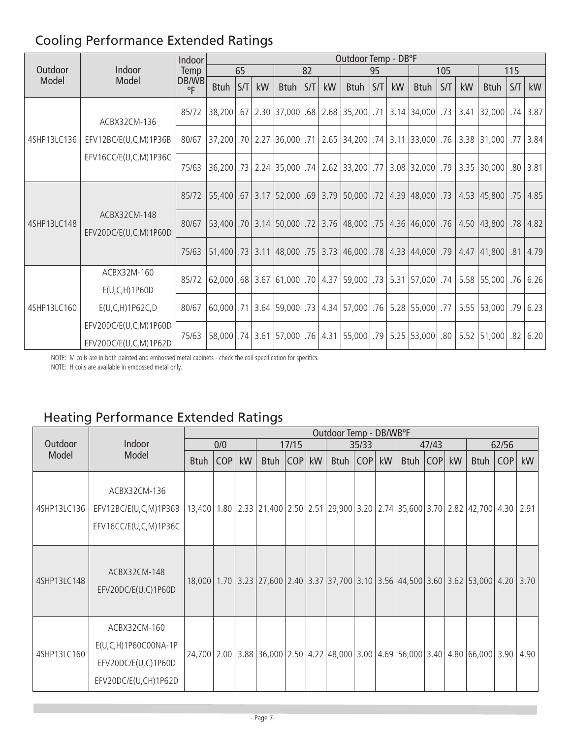## Cooling Performance Extended Ratings

| Outdoor Model | Indoor Model | Indoor Temp DB/WB ºF | Outdoor Temp - DBºF | | | | | | | | | | | | | | |
|---|---|---|---|---|---|---|---|---|---|---|---|---|---|---|---|---|---|
| | | | 65 | | | 82 | | | 95 | | | 105 | | | 115 | | |
| | | | Btuh | S/T | kW | Btuh | S/T | kW | Btuh | S/T | kW | Btuh | S/T | kW | Btuh | S/T | kW |
| 4SHP13LC136 | ACBX32CM-136 EFV12BC/E(U,C,M)1P36B EFV16CC/E(U,C,M)1P36C | 85/72 | 38,200 | .67 | 2.30 | 37,000 | .68 | 2.68 | 35,200 | .71 | 3.14 | 34,000 | .73 | 3.41 | 32,000 | .74 | 3.87 |
| | | 80/67 | 37,200 | .70 | 2.27 | 36,000 | .71 | 2.65 | 34,200 | .74 | 3.11 | 33,000 | .76 | 3.38 | 31,000 | .77 | 3.84 |
| | | 75/63 | 36,200 | .73 | 2.24 | 35,000 | .74 | 2.62 | 33,200 | .77 | 3.08 | 32,000 | .79 | 3.35 | 30,000 | .80 | 3.81 |
| 4SHP13LC148 | ACBX32CM-148 EFV20DC/E(U,C,M)1P60D | 85/72 | 55,400 | .67 | 3.17 | 52,000 | .69 | 3.79 | 50,000 | .72 | 4.39 | 48,000 | .73 | 4.53 | 45,800 | .75 | 4.85 |
| | | 80/67 | 53,400 | .70 | 3.14 | 50,000 | .72 | 3.76 | 48,000 | .75 | 4.36 | 46,000 | .76 | 4.50 | 43,800 | .78 | 4.82 |
| | | 75/63 | 51,400 | .73 | 3.11 | 48,000 | .75 | 3.73 | 46,000 | .78 | 4.33 | 44,000 | .79 | 4.47 | 41,800 | .81 | 4.79 |
| 4SHP13LC160 | ACBX32M-160 E(U,C,H)1P60D E(U,C,H)1P62C,D EFV20DC/E(U,C,M)1P60D EFV20DC/E(U,C,M)1P62D | 85/72 | 62,000 | .68 | 3.67 | 61,000 | .70 | 4.37 | 59,000 | .73 | 5.31 | 57,000 | .74 | 5.58 | 55,000 | .76 | 6.26 |
| | | 80/67 | 60,000 | .71 | 3.64 | 59,000 | .73 | 4.34 | 57,000 | .76 | 5.28 | 55,000 | .77 | 5.55 | 53,000 | .79 | 6.23 |
| | | 75/63 | 58,000 | .74 | 3.61 | 57,000 | .76 | 4.31 | 55,000 | .79 | 5.25 | 53,000 | .80 | 5.52 | 51,000 | .82 | 6.20 |

NOTE: M coils are in both painted and embossed metal cabinets - check the coil specification for specifics.
NOTE: H coils are available in embossed metal only.

## Heating Performance Extended Ratings

| Outdoor Model | Indoor Model | Outdoor Temp - DB/WBºF | | | | | | | | | | | | | | |
|---|---|---|---|---|---|---|---|---|---|---|---|---|---|---|---|---|
| | | 0/0 | | | 17/15 | | | 35/33 | | | 47/43 | | | 62/56 | | |
| | | Btuh | COP | kW | Btuh | COP | kW | Btuh | COP | kW | Btuh | COP | kW | Btuh | COP | kW |
| 4SHP13LC136 | ACBX32CM-136 EFV12BC/E(U,C,M)1P36B EFV16CC/E(U,C,M)1P36C | 13,400 | 1.80 | 2.33 | 21,400 | 2.50 | 2.51 | 29,900 | 3.20 | 2.74 | 35,600 | 3.70 | 2.82 | 42,700 | 4.30 | 2.91 |
| 4SHP13LC148 | ACBX32CM-148 EFV20DC/E(U,C)1P60D | 18,000 | 1.70 | 3.23 | 27,600 | 2.40 | 3.37 | 37,700 | 3.10 | 3.56 | 44,500 | 3.60 | 3.62 | 53,000 | 4.20 | 3.70 |
| 4SHP13LC160 | ACBX32CM-160 E(U,C,H)1P60C00NA-1P EFV20DC/E(U,C)1P60D EFV20DC/E(U,CH)1P62D | 24,700 | 2.00 | 3.88 | 36,000 | 2.50 | 4.22 | 48,000 | 3.00 | 4.69 | 56,000 | 3.40 | 4.80 | 66,000 | 3.90 | 4.90 |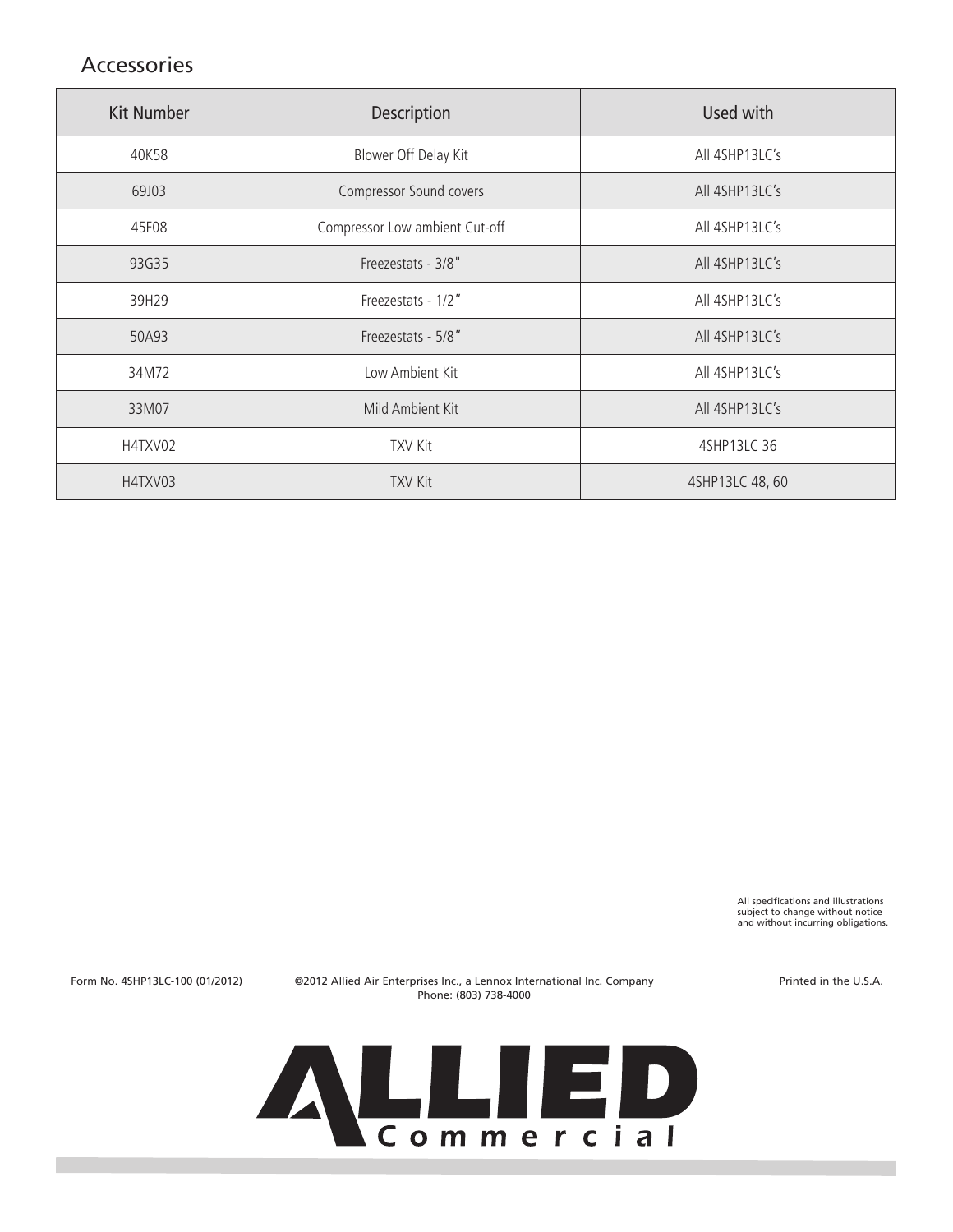## Accessories

| Kit Number | Description | Used with |
|---|---|---|
| 40K58 | Blower Off Delay Kit | All 4SHP13LC's |
| 69J03 | Compressor Sound covers | All 4SHP13LC's |
| 45F08 | Compressor Low ambient Cut-off | All 4SHP13LC's |
| 93G35 | Freezestats - 3/8" | All 4SHP13LC's |
| 39H29 | Freezestats - 1/2" | All 4SHP13LC's |
| 50A93 | Freezestats - 5/8" | All 4SHP13LC's |
| 34M72 | Low Ambient Kit | All 4SHP13LC's |
| 33M07 | Mild Ambient Kit | All 4SHP13LC's |
| H4TXV02 | TXV Kit | 4SHP13LC 36 |
| H4TXV03 | TXV Kit | 4SHP13LC 48, 60 |

All specifications and illustrations subject to change without notice and without incurring obligations.

Form No. 4SHP13LC-100 (01/2012)

©2012 Allied Air Enterprises Inc., a Lennox International Inc. Company
Phone: (803) 738-4000

Printed in the U.S.A.

ALLIED Commercial